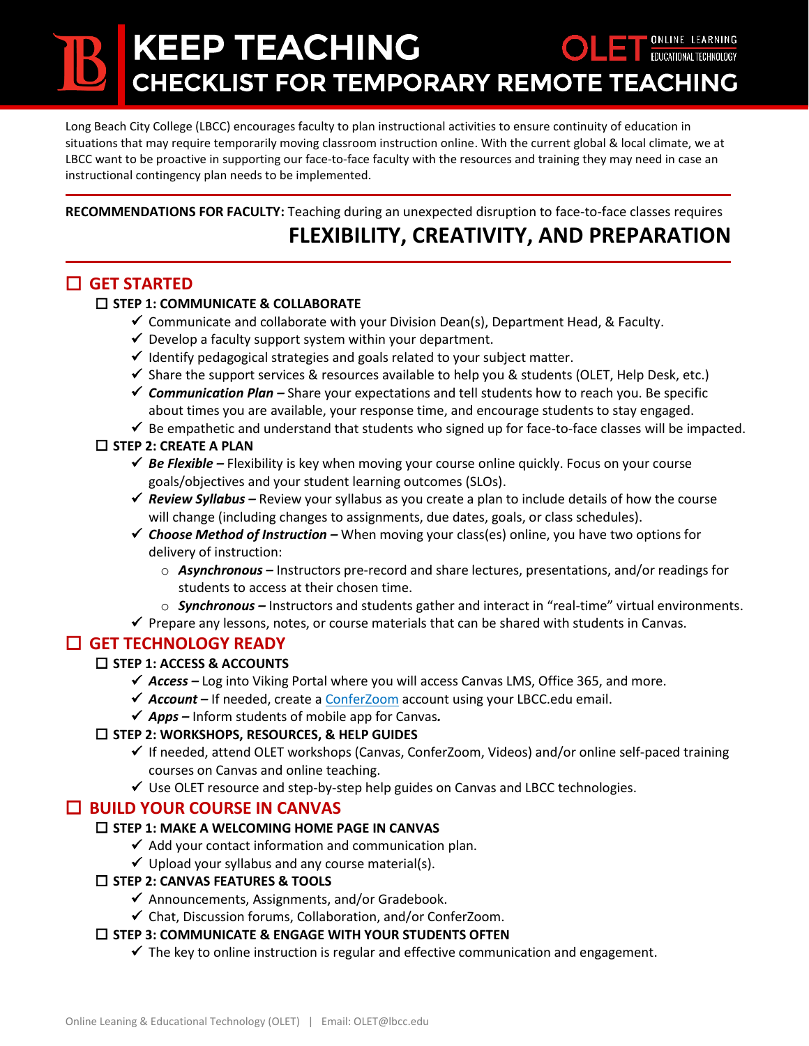# KEEP TEACHING

## CHECKLIST FOR TEMPORARY REMOTE TEACHING

OLET ONLINE LEARNING EDUCATIONAL TECHNOLOGY

Long Beach City College (LBCC) encourages faculty to plan instructional activities to ensure continuity of education in situations that may require temporarily moving classroom instruction online. With the current global & local climate, we at LBCC want to be proactive in supporting our face-to-face faculty with the resources and training they may need in case an instructional contingency plan needs to be implemented.

**RECOMMENDATIONS FOR FACULTY:** Teaching during an unexpected disruption to face-to-face classes requires

**FLEXIBILITY, CREATIVITY, AND PREPARATION**

## ☐ GET STARTED

### ☐ STEP 1: COMMUNICATE & COLLABORATE

- ✓ Communicate and collaborate with your Division Dean(s), Department Head, & Faculty.
- ✓ Develop a faculty support system within your department.
- ✓ Identify pedagogical strategies and goals related to your subject matter.
- ✓ Share the support services & resources available to help you & students (OLET, Help Desk, etc.)
- ✓ ***Communication Plan –*** Share your expectations and tell students how to reach you. Be specific about times you are available, your response time, and encourage students to stay engaged.
- ✓ Be empathetic and understand that students who signed up for face-to-face classes will be impacted.

### ☐ STEP 2: CREATE A PLAN

- ✓ ***Be Flexible –*** Flexibility is key when moving your course online quickly. Focus on your course goals/objectives and your student learning outcomes (SLOs).
- ✓ ***Review Syllabus –*** Review your syllabus as you create a plan to include details of how the course will change (including changes to assignments, due dates, goals, or class schedules).
- ✓ ***Choose Method of Instruction –*** When moving your class(es) online, you have two options for delivery of instruction:
  - ***Asynchronous –*** Instructors pre-record and share lectures, presentations, and/or readings for students to access at their chosen time.
  - ***Synchronous –*** Instructors and students gather and interact in "real-time" virtual environments.
- ✓ Prepare any lessons, notes, or course materials that can be shared with students in Canvas.

## ☐ GET TECHNOLOGY READY

### ☐ STEP 1: ACCESS & ACCOUNTS

- ✓ ***Access –*** Log into Viking Portal where you will access Canvas LMS, Office 365, and more.
- ✓ ***Account –*** If needed, create a ConferZoom account using your LBCC.edu email.
- ✓ ***Apps –*** Inform students of mobile app for Canvas***.***

### ☐ STEP 2: WORKSHOPS, RESOURCES, & HELP GUIDES

- ✓ If needed, attend OLET workshops (Canvas, ConferZoom, Videos) and/or online self-paced training courses on Canvas and online teaching.
- ✓ Use OLET resource and step-by-step help guides on Canvas and LBCC technologies.

## ☐ BUILD YOUR COURSE IN CANVAS

### ☐ STEP 1: MAKE A WELCOMING HOME PAGE IN CANVAS

- ✓ Add your contact information and communication plan.
- ✓ Upload your syllabus and any course material(s).

### ☐ STEP 2: CANVAS FEATURES & TOOLS

- ✓ Announcements, Assignments, and/or Gradebook.
- ✓ Chat, Discussion forums, Collaboration, and/or ConferZoom.

### ☐ STEP 3: COMMUNICATE & ENGAGE WITH YOUR STUDENTS OFTEN

- ✓ The key to online instruction is regular and effective communication and engagement.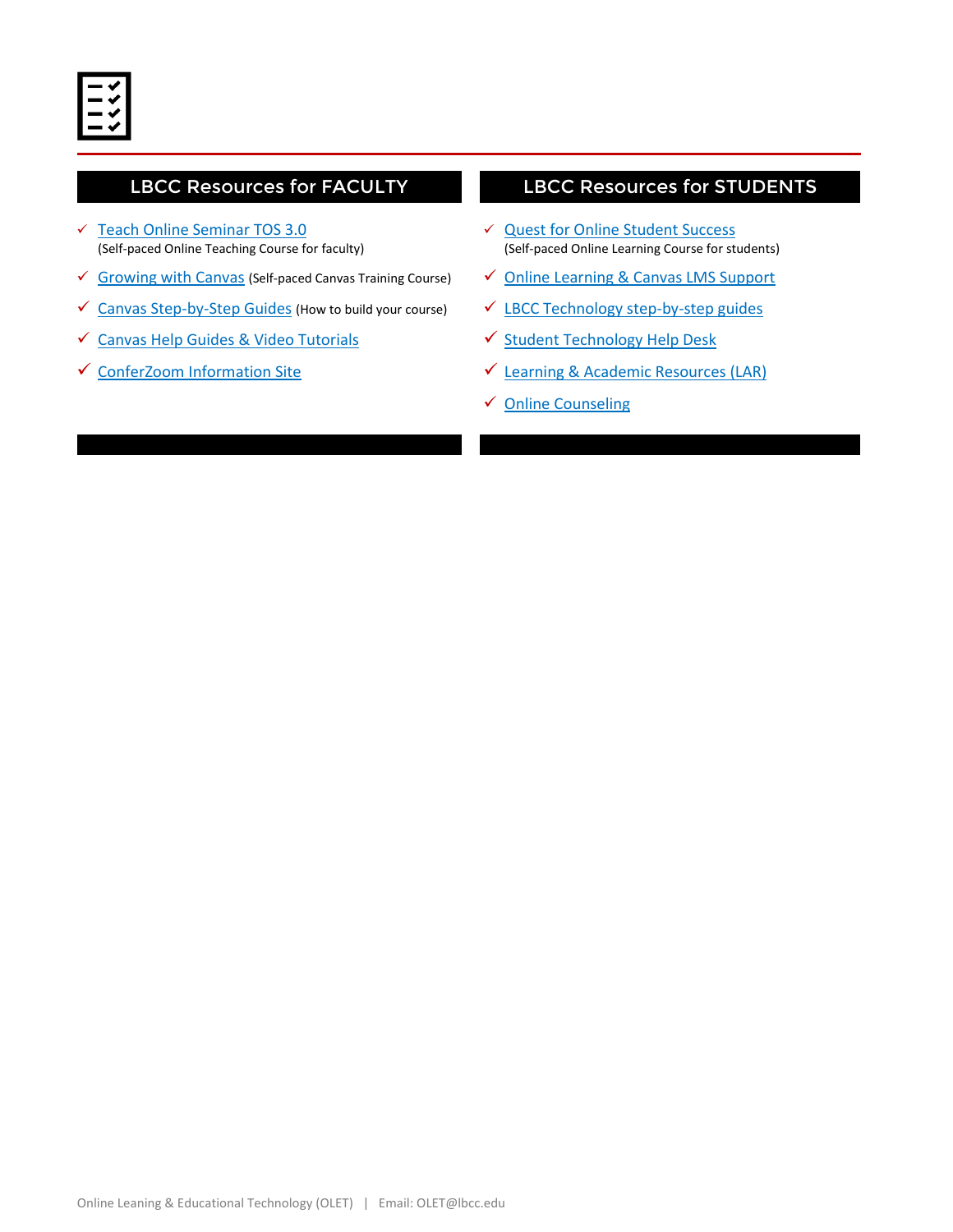## LBCC Resources for FACULTY

- Teach Online Seminar TOS 3.0
  (Self-paced Online Teaching Course for faculty)
- Growing with Canvas (Self-paced Canvas Training Course)
- Canvas Step-by-Step Guides (How to build your course)
- Canvas Help Guides & Video Tutorials
- ConferZoom Information Site

## LBCC Resources for STUDENTS

- Quest for Online Student Success
  (Self-paced Online Learning Course for students)
- Online Learning & Canvas LMS Support
- LBCC Technology step-by-step guides
- Student Technology Help Desk
- Learning & Academic Resources (LAR)
- Online Counseling

Online Leaning & Educational Technology (OLET) | Email: OLET@lbcc.edu